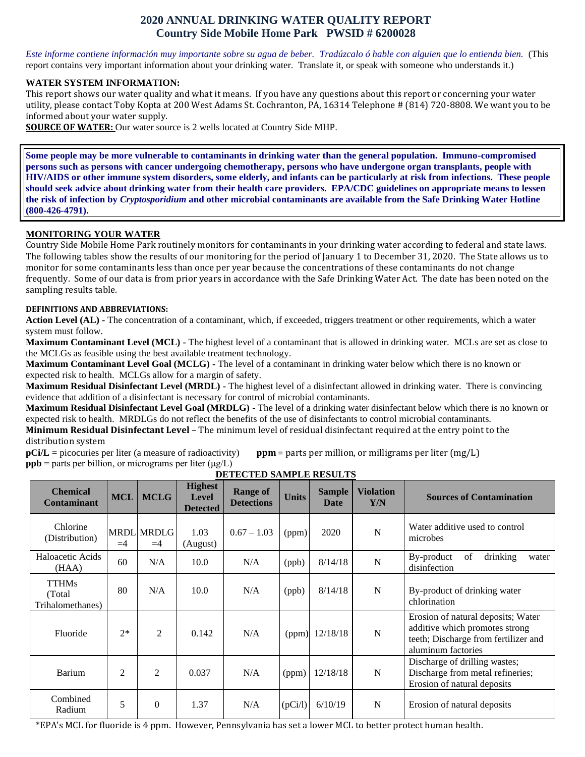# 2020 ANNUAL DRINKING WATER QUALITY REPORT
## Country Side Mobile Home Park PWSID # 6200028

*Este informe contiene información muy importante sobre su agua de beber. Tradúzcalo ó hable con alguien que lo entienda bien.* (This report contains very important information about your drinking water. Translate it, or speak with someone who understands it.)

### WATER SYSTEM INFORMATION:

This report shows our water quality and what it means. If you have any questions about this report or concerning your water utility, please contact Toby Kopta at 200 West Adams St. Cochranton, PA, 16314 Telephone # (814) 720-8808. We want you to be informed about your water supply.

**SOURCE OF WATER:** Our water source is 2 wells located at Country Side MHP.

**Some people may be more vulnerable to contaminants in drinking water than the general population. Immuno-compromised persons such as persons with cancer undergoing chemotherapy, persons who have undergone organ transplants, people with HIV/AIDS or other immune system disorders, some elderly, and infants can be particularly at risk from infections. These people should seek advice about drinking water from their health care providers. EPA/CDC guidelines on appropriate means to lessen the risk of infection by *Cryptosporidium* and other microbial contaminants are available from the Safe Drinking Water Hotline (800-426-4791).**

### MONITORING YOUR WATER

Country Side Mobile Home Park routinely monitors for contaminants in your drinking water according to federal and state laws. The following tables show the results of our monitoring for the period of January 1 to December 31, 2020. The State allows us to monitor for some contaminants less than once per year because the concentrations of these contaminants do not change frequently. Some of our data is from prior years in accordance with the Safe Drinking Water Act. The date has been noted on the sampling results table.

### DEFINITIONS AND ABBREVIATIONS:

**Action Level (AL) -** The concentration of a contaminant, which, if exceeded, triggers treatment or other requirements, which a water system must follow.

**Maximum Contaminant Level (MCL) -** The highest level of a contaminant that is allowed in drinking water. MCLs are set as close to the MCLGs as feasible using the best available treatment technology.

**Maximum Contaminant Level Goal (MCLG) -** The level of a contaminant in drinking water below which there is no known or expected risk to health. MCLGs allow for a margin of safety.

**Maximum Residual Disinfectant Level (MRDL) -** The highest level of a disinfectant allowed in drinking water. There is convincing evidence that addition of a disinfectant is necessary for control of microbial contaminants.

**Maximum Residual Disinfectant Level Goal (MRDLG) -** The level of a drinking water disinfectant below which there is no known or expected risk to health. MRDLGs do not reflect the benefits of the use of disinfectants to control microbial contaminants.

**Minimum Residual Disinfectant Level –** The minimum level of residual disinfectant required at the entry point to the distribution system

**pCi/L** = picocuries per liter (a measure of radioactivity) **ppm** = parts per million, or milligrams per liter (mg/L)

**ppb** = parts per billion, or micrograms per liter (µg/L)

### DETECTED SAMPLE RESULTS

| Chemical Contaminant | MCL | MCLG | Highest Level Detected | Range of Detections | Units | Sample Date | Violation Y/N | Sources of Contamination |
|---|---|---|---|---|---|---|---|---|
| Chlorine (Distribution) | MRDL =4 | MRDLG =4 | 1.03 (August) | 0.67 – 1.03 | (ppm) | 2020 | N | Water additive used to control microbes |
| Haloacetic Acids (HAA) | 60 | N/A | 10.0 | N/A | (ppb) | 8/14/18 | N | By-product of drinking water disinfection |
| TTHMs (Total Trihalomethanes) | 80 | N/A | 10.0 | N/A | (ppb) | 8/14/18 | N | By-product of drinking water chlorination |
| Fluoride | 2* | 2 | 0.142 | N/A | (ppm) | 12/18/18 | N | Erosion of natural deposits; Water additive which promotes strong teeth; Discharge from fertilizer and aluminum factories |
| Barium | 2 | 2 | 0.037 | N/A | (ppm) | 12/18/18 | N | Discharge of drilling wastes; Discharge from metal refineries; Erosion of natural deposits |
| Combined Radium | 5 | 0 | 1.37 | N/A | (pCi/l) | 6/10/19 | N | Erosion of natural deposits |

*EPA's MCL for fluoride is 4 ppm. However, Pennsylvania has set a lower MCL to better protect human health.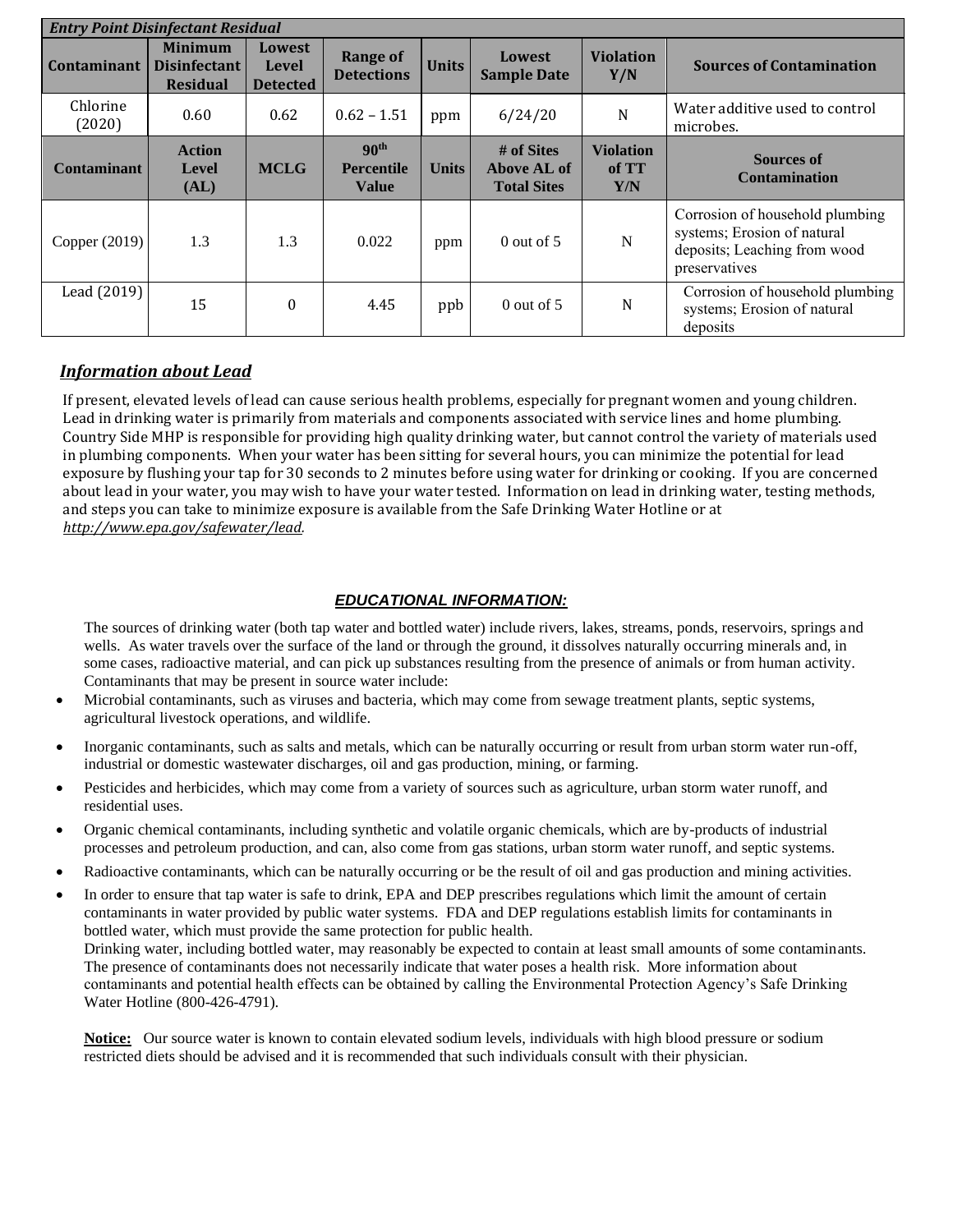| *Entry Point Disinfectant Residual* | | | | | | | |
|---|---|---|---|---|---|---|---|
| **Contaminant** | **Minimum Disinfectant Residual** | **Lowest Level Detected** | **Range of Detections** | **Units** | **Lowest Sample Date** | **Violation Y/N** | **Sources of Contamination** |
| Chlorine (2020) | 0.60 | 0.62 | 0.62 – 1.51 | ppm | 6/24/20 | N | Water additive used to control microbes. |
| **Contaminant** | **Action Level (AL)** | **MCLG** | **90th Percentile Value** | **Units** | **# of Sites Above AL of Total Sites** | **Violation of TT Y/N** | **Sources of Contamination** |
| Copper (2019) | 1.3 | 1.3 | 0.022 | ppm | 0 out of 5 | N | Corrosion of household plumbing systems; Erosion of natural deposits; Leaching from wood preservatives |
| Lead (2019) | 15 | 0 | 4.45 | ppb | 0 out of 5 | N | Corrosion of household plumbing systems; Erosion of natural deposits |

## *Information about Lead*

If present, elevated levels of lead can cause serious health problems, especially for pregnant women and young children. Lead in drinking water is primarily from materials and components associated with service lines and home plumbing. Country Side MHP is responsible for providing high quality drinking water, but cannot control the variety of materials used in plumbing components. When your water has been sitting for several hours, you can minimize the potential for lead exposure by flushing your tap for 30 seconds to 2 minutes before using water for drinking or cooking. If you are concerned about lead in your water, you may wish to have your water tested. Information on lead in drinking water, testing methods, and steps you can take to minimize exposure is available from the Safe Drinking Water Hotline or at *http://www.epa.gov/safewater/lead.*

## *EDUCATIONAL INFORMATION:*

The sources of drinking water (both tap water and bottled water) include rivers, lakes, streams, ponds, reservoirs, springs and wells. As water travels over the surface of the land or through the ground, it dissolves naturally occurring minerals and, in some cases, radioactive material, and can pick up substances resulting from the presence of animals or from human activity. Contaminants that may be present in source water include:

- Microbial contaminants, such as viruses and bacteria, which may come from sewage treatment plants, septic systems, agricultural livestock operations, and wildlife.
- Inorganic contaminants, such as salts and metals, which can be naturally occurring or result from urban storm water run-off, industrial or domestic wastewater discharges, oil and gas production, mining, or farming.
- Pesticides and herbicides, which may come from a variety of sources such as agriculture, urban storm water runoff, and residential uses.
- Organic chemical contaminants, including synthetic and volatile organic chemicals, which are by-products of industrial processes and petroleum production, and can, also come from gas stations, urban storm water runoff, and septic systems.
- Radioactive contaminants, which can be naturally occurring or be the result of oil and gas production and mining activities.
- In order to ensure that tap water is safe to drink, EPA and DEP prescribes regulations which limit the amount of certain contaminants in water provided by public water systems. FDA and DEP regulations establish limits for contaminants in bottled water, which must provide the same protection for public health.
  Drinking water, including bottled water, may reasonably be expected to contain at least small amounts of some contaminants. The presence of contaminants does not necessarily indicate that water poses a health risk. More information about contaminants and potential health effects can be obtained by calling the Environmental Protection Agency's Safe Drinking Water Hotline (800-426-4791).

**Notice:** Our source water is known to contain elevated sodium levels, individuals with high blood pressure or sodium restricted diets should be advised and it is recommended that such individuals consult with their physician.